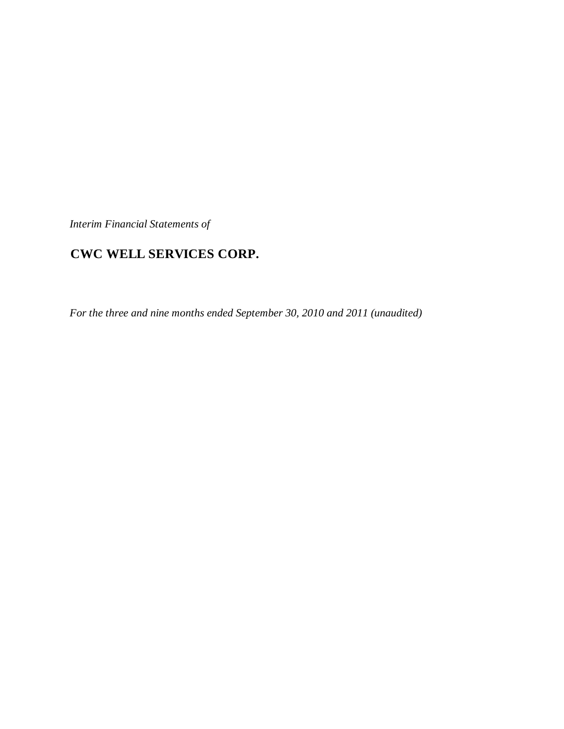*Interim Financial Statements of*

# CWC WELL SERVICES CORP.

*For the three and nine months ended September 30, 2010 and 2011 (unaudited)*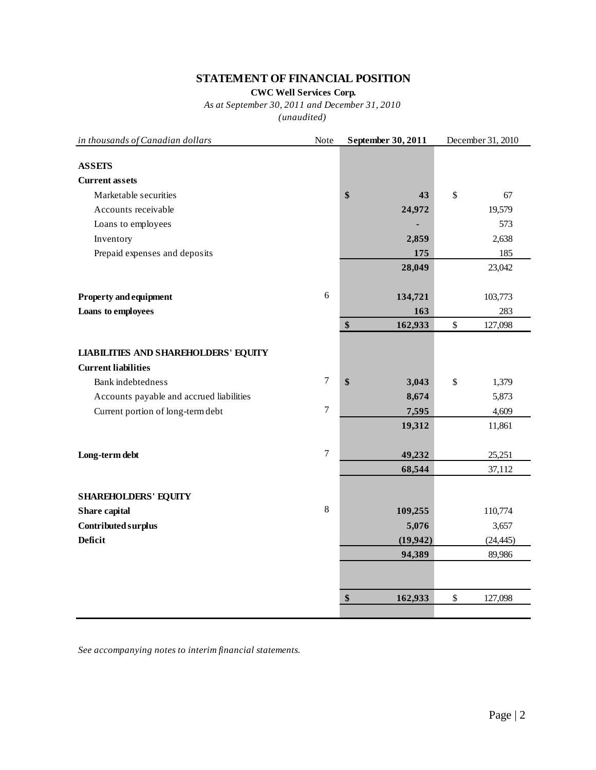# STATEMENT OF FINANCIAL POSITION

**CWC Well Services Corp.**

*As at September 30, 2011 and December 31, 2010*

*(unaudited)*

| *in thousands of Canadian dollars* | Note | **September 30, 2011** | December 31, 2010 |
|---|---|---|---|
| **ASSETS** | | | |
| **Current assets** | | | |
| Marketable securities | | **$ 43** | $ 67 |
| Accounts receivable | | **24,972** | 19,579 |
| Loans to employees | | **-** | 573 |
| Inventory | | **2,859** | 2,638 |
| Prepaid expenses and deposits | | **175** | 185 |
| | | **28,049** | 23,042 |
| **Property and equipment** | 6 | **134,721** | 103,773 |
| **Loans to employees** | | **163** | 283 |
| | | **$ 162,933** | $ 127,098 |
| **LIABILITIES AND SHAREHOLDERS' EQUITY** | | | |
| **Current liabilities** | | | |
| Bank indebtedness | 7 | **$ 3,043** | $ 1,379 |
| Accounts payable and accrued liabilities | | **8,674** | 5,873 |
| Current portion of long-term debt | 7 | **7,595** | 4,609 |
| | | **19,312** | 11,861 |
| **Long-term debt** | 7 | **49,232** | 25,251 |
| | | **68,544** | 37,112 |
| **SHAREHOLDERS' EQUITY** | | | |
| **Share capital** | 8 | **109,255** | 110,774 |
| **Contributed surplus** | | **5,076** | 3,657 |
| **Deficit** | | **(19,942)** | (24,445) |
| | | **94,389** | 89,986 |
| | | **$ 162,933** | $ 127,098 |

*See accompanying notes to interim financial statements.*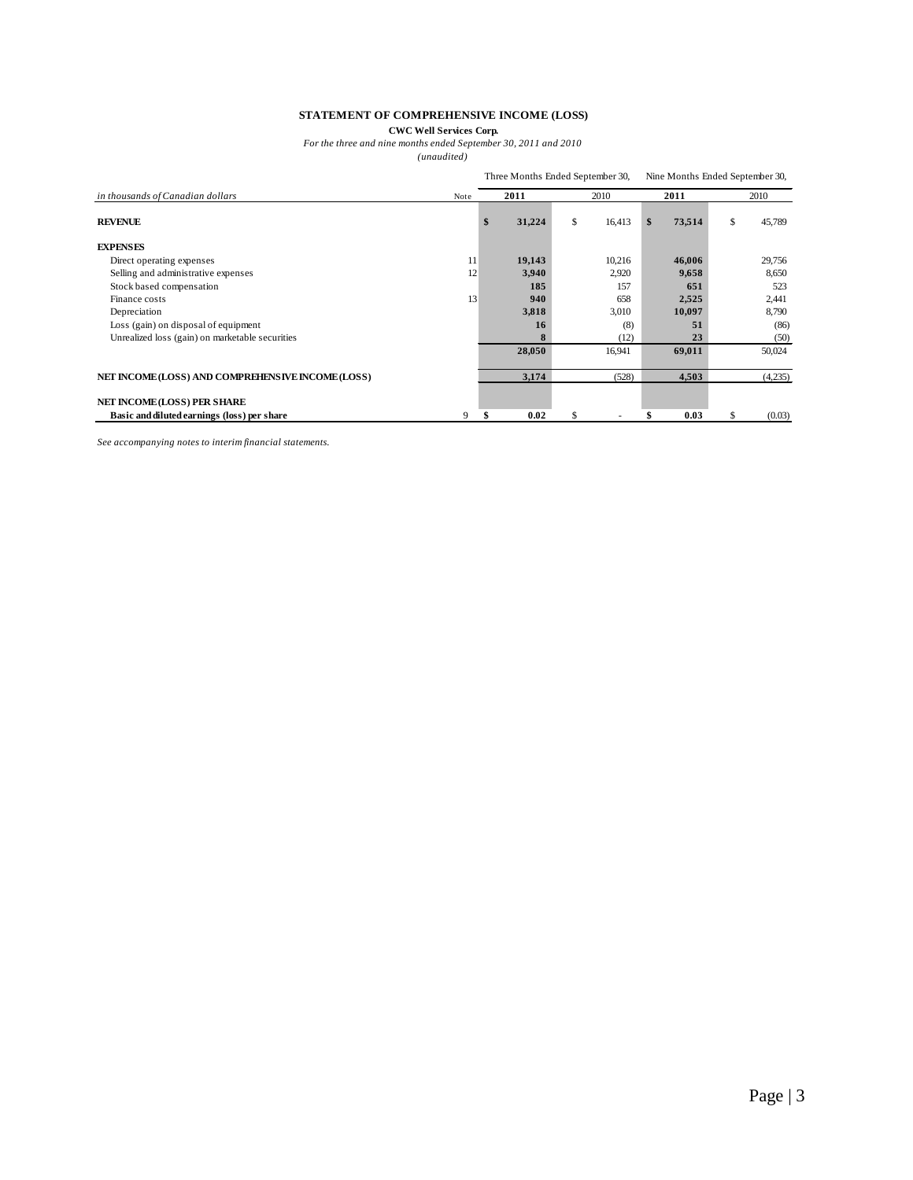# STATEMENT OF COMPREHENSIVE INCOME (LOSS)

**CWC Well Services Corp.**

*For the three and nine months ended September 30, 2011 and 2010*

*(unaudited)*

| *in thousands of Canadian dollars* | Note | Three Months Ended September 30, 2011 | Three Months Ended September 30, 2010 | Nine Months Ended September 30, 2011 | Nine Months Ended September 30, 2010 |
|---|---|---|---|---|---|
| **REVENUE** | | **$ 31,224** | $ 16,413 | **$ 73,514** | $ 45,789 |
| **EXPENSES** | | | | | |
| Direct operating expenses | 11 | **19,143** | 10,216 | **46,006** | 29,756 |
| Selling and administrative expenses | 12 | **3,940** | 2,920 | **9,658** | 8,650 |
| Stock based compensation | | **185** | 157 | **651** | 523 |
| Finance costs | 13 | **940** | 658 | **2,525** | 2,441 |
| Depreciation | | **3,818** | 3,010 | **10,097** | 8,790 |
| Loss (gain) on disposal of equipment | | **16** | (8) | **51** | (86) |
| Unrealized loss (gain) on marketable securities | | **8** | (12) | **23** | (50) |
| | | **28,050** | 16,941 | **69,011** | 50,024 |
| **NET INCOME (LOSS) AND COMPREHENSIVE INCOME (LOSS)** | | **3,174** | (528) | **4,503** | (4,235) |
| **NET INCOME (LOSS) PER SHARE** | | | | | |
| **Basic and diluted earnings (loss) per share** | 9 | **$ 0.02** | $ - | **$ 0.03** | $ (0.03) |

*See accompanying notes to interim financial statements.*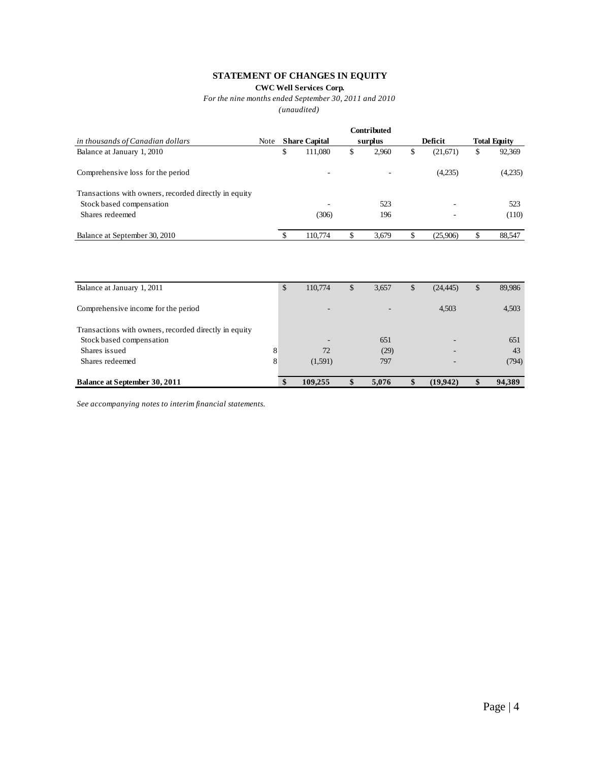# STATEMENT OF CHANGES IN EQUITY

**CWC Well Services Corp.**

*For the nine months ended September 30, 2011 and 2010*

*(unaudited)*

| *in thousands of Canadian dollars* | Note | Share Capital | Contributed surplus | Deficit | Total Equity |
|---|---|---|---|---|---|
| Balance at January 1, 2010 | | $ 111,080 | $ 2,960 | $ (21,671) | $ 92,369 |
| Comprehensive loss for the period | | - | - | (4,235) | (4,235) |
| Transactions with owners, recorded directly in equity | | | | | |
| Stock based compensation | | - | 523 | - | 523 |
| Shares redeemed | | (306) | 196 | - | (110) |
| Balance at September 30, 2010 | | $ 110,774 | $ 3,679 | $ (25,906) | $ 88,547 |

| *in thousands of Canadian dollars* | Note | Share Capital | Contributed surplus | Deficit | Total Equity |
|---|---|---|---|---|---|
| Balance at January 1, 2011 | | $ 110,774 | $ 3,657 | $ (24,445) | $ 89,986 |
| Comprehensive income for the period | | - | - | 4,503 | 4,503 |
| Transactions with owners, recorded directly in equity | | | | | |
| Stock based compensation | | - | 651 | - | 651 |
| Shares issued | 8 | 72 | (29) | - | 43 |
| Shares redeemed | 8 | (1,591) | 797 | - | (794) |
| **Balance at September 30, 2011** | | **$ 109,255** | **$ 5,076** | **$ (19,942)** | **$ 94,389** |

*See accompanying notes to interim financial statements.*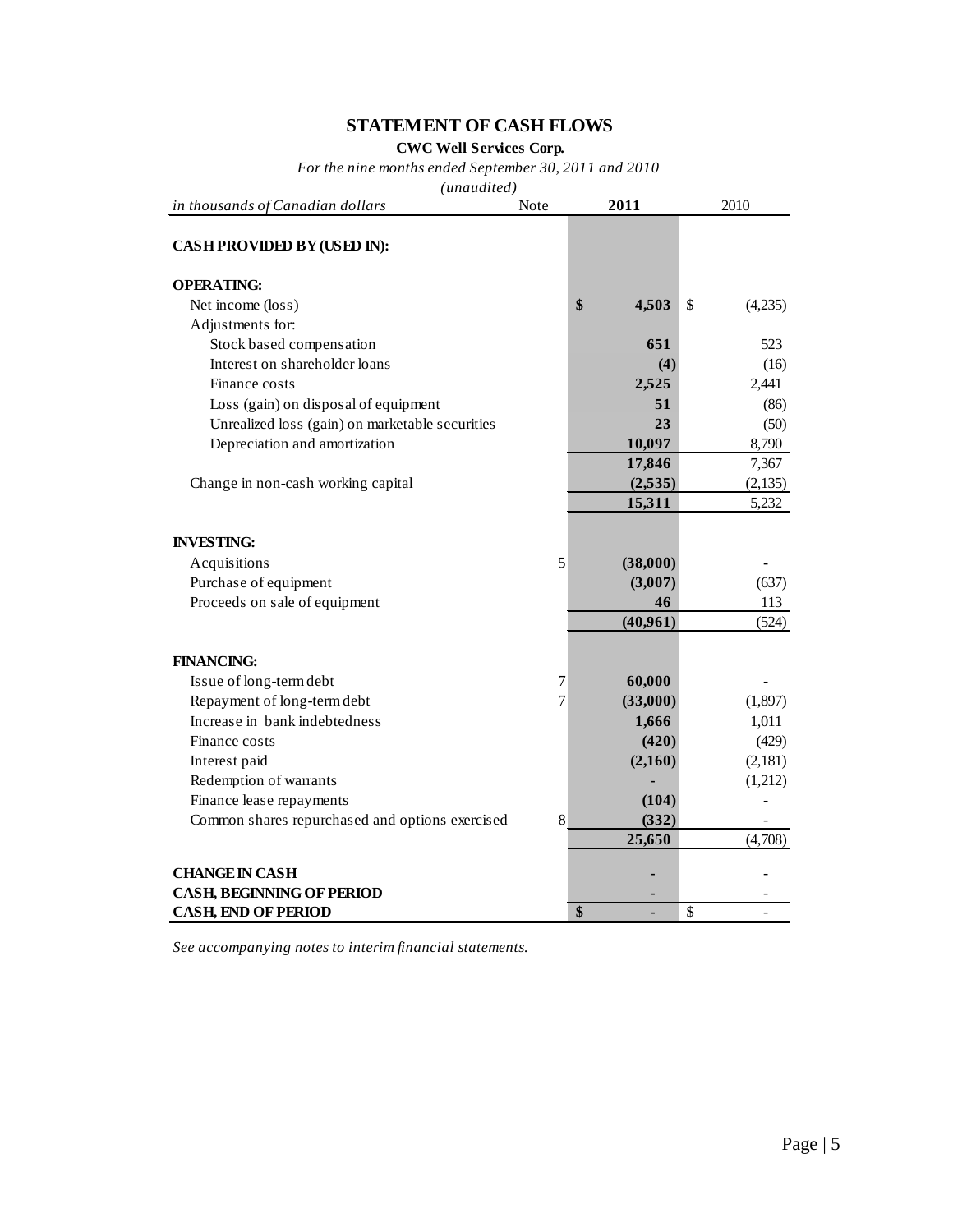# STATEMENT OF CASH FLOWS

**CWC Well Services Corp.**

*For the nine months ended September 30, 2011 and 2010*

*(unaudited)*

| *in thousands of Canadian dollars* | Note | 2011 | 2010 |
|---|---|---|---|
| **CASH PROVIDED BY (USED IN):** | | | |
| **OPERATING:** | | | |
| Net income (loss) | | **$ 4,503** | $ (4,235) |
| Adjustments for: | | | |
| Stock based compensation | | **651** | 523 |
| Interest on shareholder loans | | **(4)** | (16) |
| Finance costs | | **2,525** | 2,441 |
| Loss (gain) on disposal of equipment | | **51** | (86) |
| Unrealized loss (gain) on marketable securities | | **23** | (50) |
| Depreciation and amortization | | **10,097** | 8,790 |
| | | **17,846** | 7,367 |
| Change in non-cash working capital | | **(2,535)** | (2,135) |
| | | **15,311** | 5,232 |
| **INVESTING:** | | | |
| Acquisitions | 5 | **(38,000)** | - |
| Purchase of equipment | | **(3,007)** | (637) |
| Proceeds on sale of equipment | | **46** | 113 |
| | | **(40,961)** | (524) |
| **FINANCING:** | | | |
| Issue of long-term debt | 7 | **60,000** | - |
| Repayment of long-term debt | 7 | **(33,000)** | (1,897) |
| Increase in bank indebtedness | | **1,666** | 1,011 |
| Finance costs | | **(420)** | (429) |
| Interest paid | | **(2,160)** | (2,181) |
| Redemption of warrants | | **-** | (1,212) |
| Finance lease repayments | | **(104)** | - |
| Common shares repurchased and options exercised | 8 | **(332)** | - |
| | | **25,650** | (4,708) |
| **CHANGE IN CASH** | | **-** | - |
| **CASH, BEGINNING OF PERIOD** | | **-** | - |
| **CASH, END OF PERIOD** | | **$ -** | $ - |

*See accompanying notes to interim financial statements.*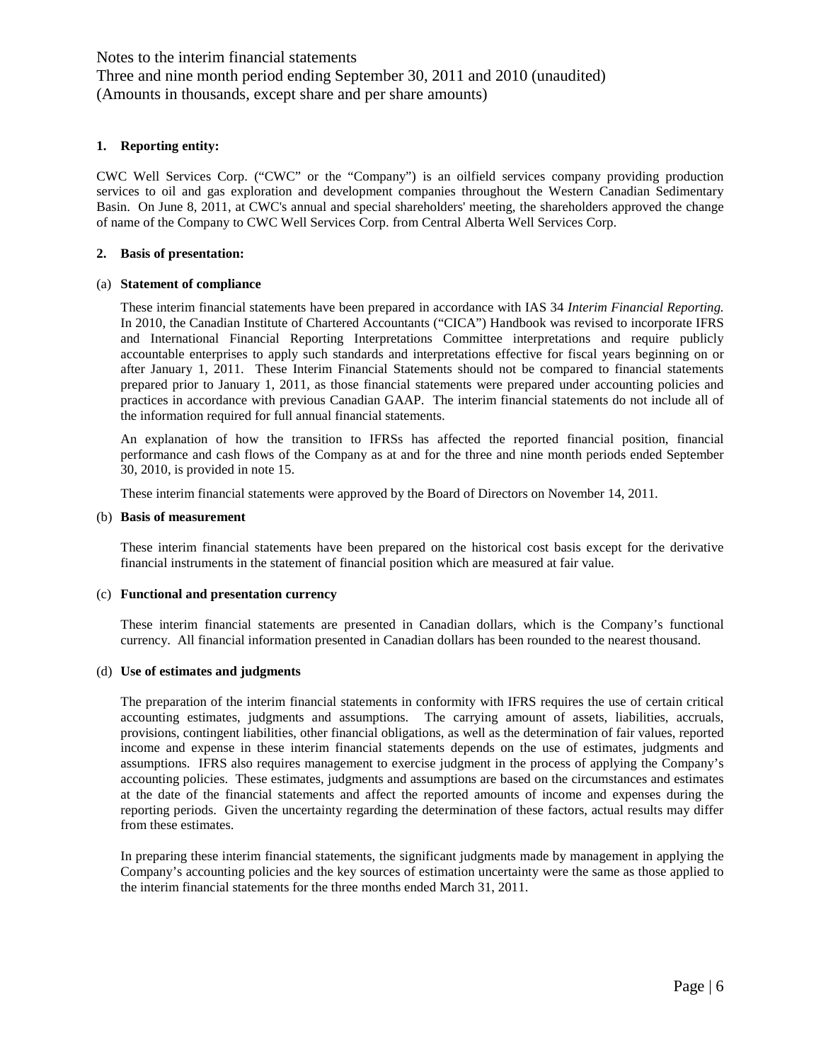Notes to the interim financial statements
Three and nine month period ending September 30, 2011 and 2010 (unaudited)
(Amounts in thousands, except share and per share amounts)

## 1. Reporting entity:

CWC Well Services Corp. ("CWC" or the "Company") is an oilfield services company providing production services to oil and gas exploration and development companies throughout the Western Canadian Sedimentary Basin. On June 8, 2011, at CWC's annual and special shareholders' meeting, the shareholders approved the change of name of the Company to CWC Well Services Corp. from Central Alberta Well Services Corp.

## 2. Basis of presentation:

### (a) Statement of compliance

These interim financial statements have been prepared in accordance with IAS 34 *Interim Financial Reporting.* In 2010, the Canadian Institute of Chartered Accountants ("CICA") Handbook was revised to incorporate IFRS and International Financial Reporting Interpretations Committee interpretations and require publicly accountable enterprises to apply such standards and interpretations effective for fiscal years beginning on or after January 1, 2011. These Interim Financial Statements should not be compared to financial statements prepared prior to January 1, 2011, as those financial statements were prepared under accounting policies and practices in accordance with previous Canadian GAAP. The interim financial statements do not include all of the information required for full annual financial statements.

An explanation of how the transition to IFRSs has affected the reported financial position, financial performance and cash flows of the Company as at and for the three and nine month periods ended September 30, 2010, is provided in note 15.

These interim financial statements were approved by the Board of Directors on November 14, 2011.

### (b) Basis of measurement

These interim financial statements have been prepared on the historical cost basis except for the derivative financial instruments in the statement of financial position which are measured at fair value.

### (c) Functional and presentation currency

These interim financial statements are presented in Canadian dollars, which is the Company's functional currency. All financial information presented in Canadian dollars has been rounded to the nearest thousand.

### (d) Use of estimates and judgments

The preparation of the interim financial statements in conformity with IFRS requires the use of certain critical accounting estimates, judgments and assumptions. The carrying amount of assets, liabilities, accruals, provisions, contingent liabilities, other financial obligations, as well as the determination of fair values, reported income and expense in these interim financial statements depends on the use of estimates, judgments and assumptions. IFRS also requires management to exercise judgment in the process of applying the Company's accounting policies. These estimates, judgments and assumptions are based on the circumstances and estimates at the date of the financial statements and affect the reported amounts of income and expenses during the reporting periods. Given the uncertainty regarding the determination of these factors, actual results may differ from these estimates.

In preparing these interim financial statements, the significant judgments made by management in applying the Company's accounting policies and the key sources of estimation uncertainty were the same as those applied to the interim financial statements for the three months ended March 31, 2011.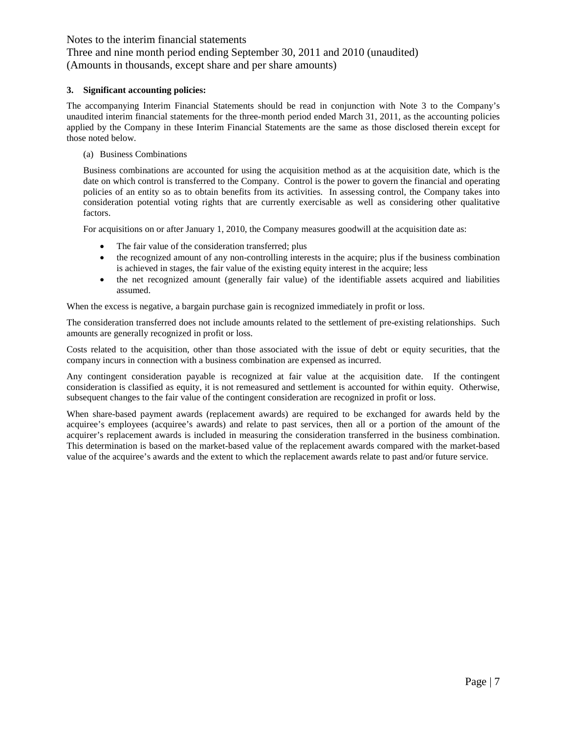### 3. Significant accounting policies:

The accompanying Interim Financial Statements should be read in conjunction with Note 3 to the Company's unaudited interim financial statements for the three-month period ended March 31, 2011, as the accounting policies applied by the Company in these Interim Financial Statements are the same as those disclosed therein except for those noted below.

(a) Business Combinations

Business combinations are accounted for using the acquisition method as at the acquisition date, which is the date on which control is transferred to the Company. Control is the power to govern the financial and operating policies of an entity so as to obtain benefits from its activities. In assessing control, the Company takes into consideration potential voting rights that are currently exercisable as well as considering other qualitative factors.

For acquisitions on or after January 1, 2010, the Company measures goodwill at the acquisition date as:

- The fair value of the consideration transferred; plus
- the recognized amount of any non-controlling interests in the acquire; plus if the business combination is achieved in stages, the fair value of the existing equity interest in the acquire; less
- the net recognized amount (generally fair value) of the identifiable assets acquired and liabilities assumed.

When the excess is negative, a bargain purchase gain is recognized immediately in profit or loss.

The consideration transferred does not include amounts related to the settlement of pre-existing relationships. Such amounts are generally recognized in profit or loss.

Costs related to the acquisition, other than those associated with the issue of debt or equity securities, that the company incurs in connection with a business combination are expensed as incurred.

Any contingent consideration payable is recognized at fair value at the acquisition date. If the contingent consideration is classified as equity, it is not remeasured and settlement is accounted for within equity. Otherwise, subsequent changes to the fair value of the contingent consideration are recognized in profit or loss.

When share-based payment awards (replacement awards) are required to be exchanged for awards held by the acquiree's employees (acquiree's awards) and relate to past services, then all or a portion of the amount of the acquirer's replacement awards is included in measuring the consideration transferred in the business combination. This determination is based on the market-based value of the replacement awards compared with the market-based value of the acquiree's awards and the extent to which the replacement awards relate to past and/or future service.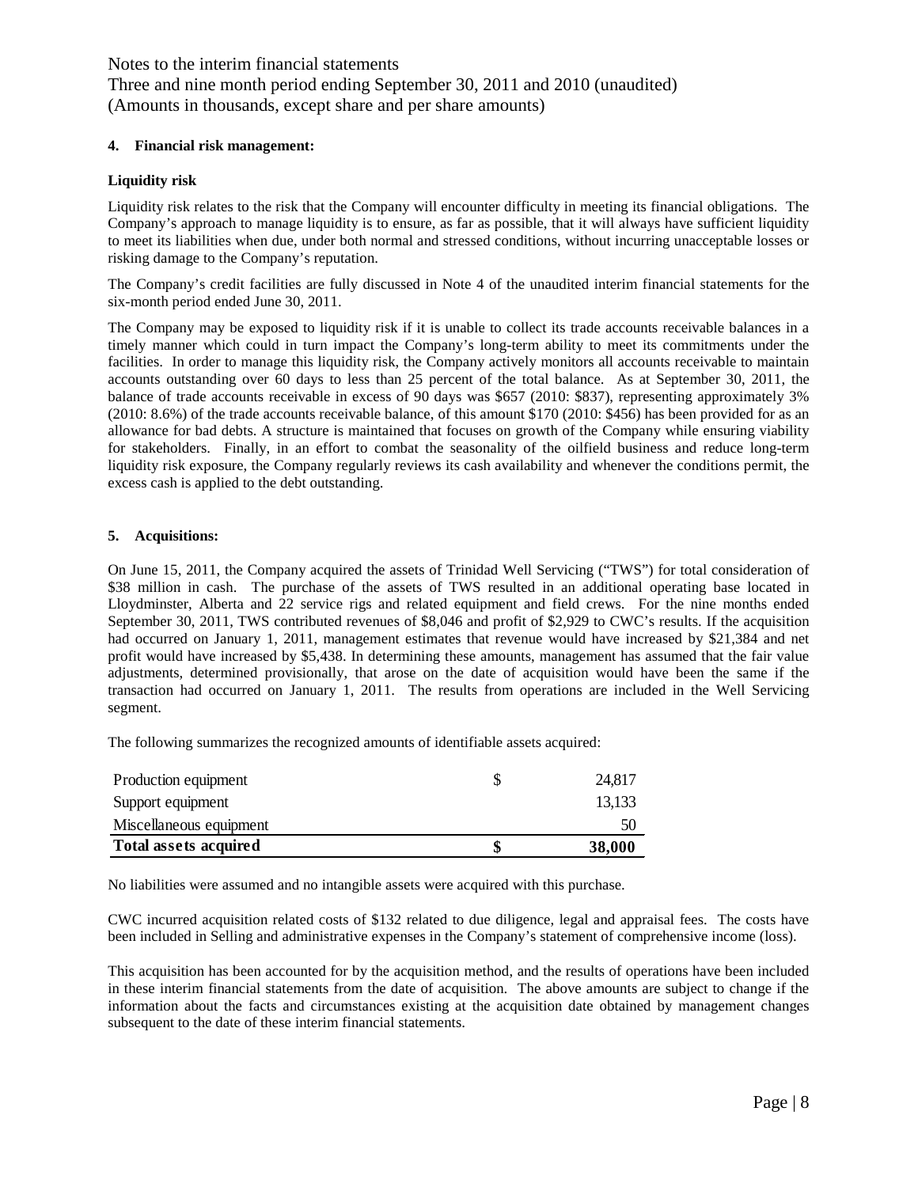## 4. Financial risk management:

### Liquidity risk

Liquidity risk relates to the risk that the Company will encounter difficulty in meeting its financial obligations. The Company's approach to manage liquidity is to ensure, as far as possible, that it will always have sufficient liquidity to meet its liabilities when due, under both normal and stressed conditions, without incurring unacceptable losses or risking damage to the Company's reputation.

The Company's credit facilities are fully discussed in Note 4 of the unaudited interim financial statements for the six-month period ended June 30, 2011.

The Company may be exposed to liquidity risk if it is unable to collect its trade accounts receivable balances in a timely manner which could in turn impact the Company's long-term ability to meet its commitments under the facilities. In order to manage this liquidity risk, the Company actively monitors all accounts receivable to maintain accounts outstanding over 60 days to less than 25 percent of the total balance. As at September 30, 2011, the balance of trade accounts receivable in excess of 90 days was $657 (2010: $837), representing approximately 3% (2010: 8.6%) of the trade accounts receivable balance, of this amount $170 (2010: $456) has been provided for as an allowance for bad debts. A structure is maintained that focuses on growth of the Company while ensuring viability for stakeholders. Finally, in an effort to combat the seasonality of the oilfield business and reduce long-term liquidity risk exposure, the Company regularly reviews its cash availability and whenever the conditions permit, the excess cash is applied to the debt outstanding.

## 5. Acquisitions:

On June 15, 2011, the Company acquired the assets of Trinidad Well Servicing ("TWS") for total consideration of $38 million in cash. The purchase of the assets of TWS resulted in an additional operating base located in Lloydminster, Alberta and 22 service rigs and related equipment and field crews. For the nine months ended September 30, 2011, TWS contributed revenues of $8,046 and profit of $2,929 to CWC's results. If the acquisition had occurred on January 1, 2011, management estimates that revenue would have increased by $21,384 and net profit would have increased by $5,438. In determining these amounts, management has assumed that the fair value adjustments, determined provisionally, that arose on the date of acquisition would have been the same if the transaction had occurred on January 1, 2011. The results from operations are included in the Well Servicing segment.

The following summarizes the recognized amounts of identifiable assets acquired:

| | | |
|---|---|---|
| Production equipment | $ | 24,817 |
| Support equipment | | 13,133 |
| Miscellaneous equipment | | 50 |
| **Total assets acquired** | **$** | **38,000** |

No liabilities were assumed and no intangible assets were acquired with this purchase.

CWC incurred acquisition related costs of $132 related to due diligence, legal and appraisal fees. The costs have been included in Selling and administrative expenses in the Company's statement of comprehensive income (loss).

This acquisition has been accounted for by the acquisition method, and the results of operations have been included in these interim financial statements from the date of acquisition. The above amounts are subject to change if the information about the facts and circumstances existing at the acquisition date obtained by management changes subsequent to the date of these interim financial statements.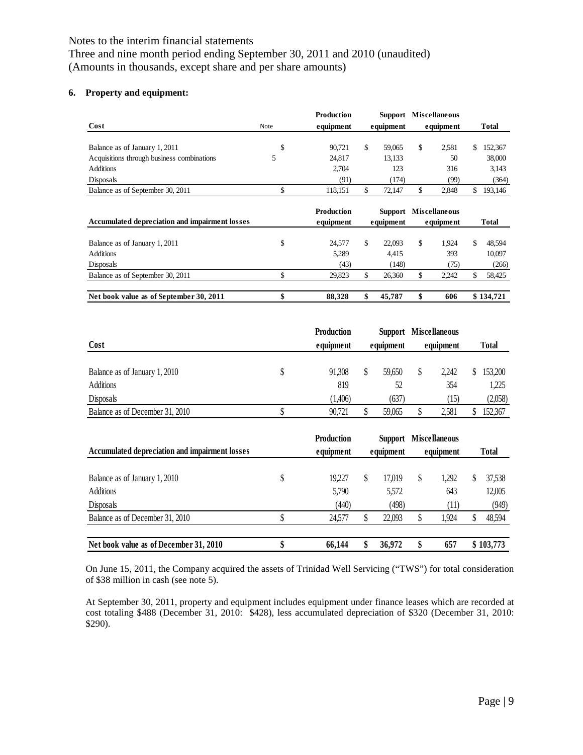Notes to the interim financial statements
Three and nine month period ending September 30, 2011 and 2010 (unaudited)
(Amounts in thousands, except share and per share amounts)

**6. Property and equipment:**

| Cost | Note | Production equipment | Support equipment | Miscellaneous equipment | Total |
|---|---|---|---|---|---|
| Balance as of January 1, 2011 | | $ 90,721 | $ 59,065 | $ 2,581 | $ 152,367 |
| Acquisitions through business combinations | 5 | 24,817 | 13,133 | 50 | 38,000 |
| Additions | | 2,704 | 123 | 316 | 3,143 |
| Disposals | | (91) | (174) | (99) | (364) |
| Balance as of September 30, 2011 | | $ 118,151 | $ 72,147 | $ 2,848 | $ 193,146 |

| Accumulated depreciation and impairment losses | Production equipment | Support equipment | Miscellaneous equipment | Total |
|---|---|---|---|---|
| Balance as of January 1, 2011 | $ 24,577 | $ 22,093 | $ 1,924 | $ 48,594 |
| Additions | 5,289 | 4,415 | 393 | 10,097 |
| Disposals | (43) | (148) | (75) | (266) |
| Balance as of September 30, 2011 | $ 29,823 | $ 26,360 | $ 2,242 | $ 58,425 |
| **Net book value as of September 30, 2011** | **$ 88,328** | **$ 45,787** | **$ 606** | **$ 134,721** |

| Cost | Production equipment | Support equipment | Miscellaneous equipment | Total |
|---|---|---|---|---|
| Balance as of January 1, 2010 | $ 91,308 | $ 59,650 | $ 2,242 | $ 153,200 |
| Additions | 819 | 52 | 354 | 1,225 |
| Disposals | (1,406) | (637) | (15) | (2,058) |
| Balance as of December 31, 2010 | $ 90,721 | $ 59,065 | $ 2,581 | $ 152,367 |

| Accumulated depreciation and impairment losses | Production equipment | Support equipment | Miscellaneous equipment | Total |
|---|---|---|---|---|
| Balance as of January 1, 2010 | $ 19,227 | $ 17,019 | $ 1,292 | $ 37,538 |
| Additions | 5,790 | 5,572 | 643 | 12,005 |
| Disposals | (440) | (498) | (11) | (949) |
| Balance as of December 31, 2010 | $ 24,577 | $ 22,093 | $ 1,924 | $ 48,594 |
| **Net book value as of December 31, 2010** | **$ 66,144** | **$ 36,972** | **$ 657** | **$ 103,773** |

On June 15, 2011, the Company acquired the assets of Trinidad Well Servicing ("TWS") for total consideration of $38 million in cash (see note 5).

At September 30, 2011, property and equipment includes equipment under finance leases which are recorded at cost totaling $488 (December 31, 2010: $428), less accumulated depreciation of $320 (December 31, 2010: $290).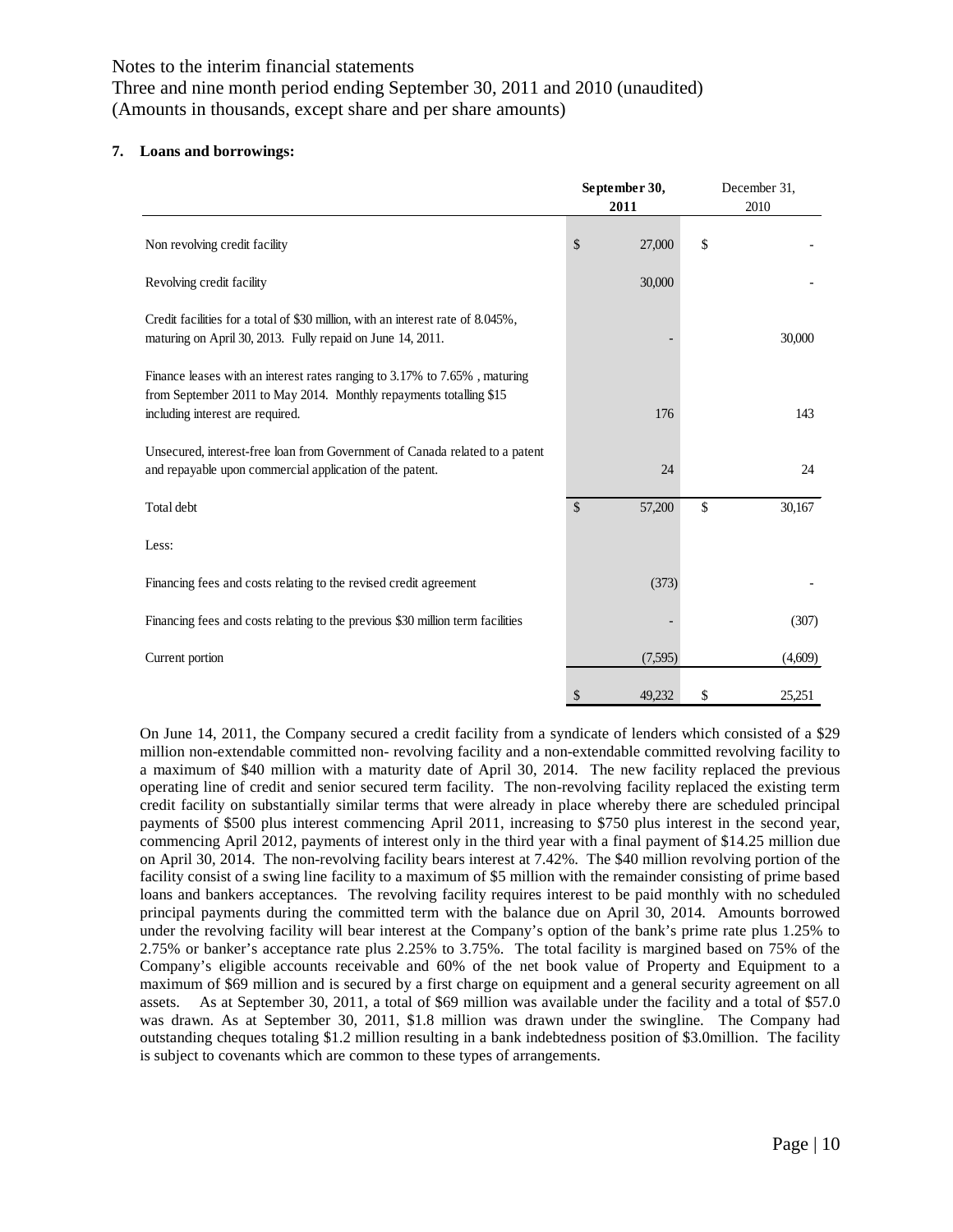Notes to the interim financial statements
Three and nine month period ending September 30, 2011 and 2010 (unaudited)
(Amounts in thousands, except share and per share amounts)

**7. Loans and borrowings:**

| | **September 30, 2011** | December 31, 2010 |
|---|---|---|
| Non revolving credit facility | $ 27,000 | $ - |
| Revolving credit facility | 30,000 | - |
| Credit facilities for a total of $30 million, with an interest rate of 8.045%, maturing on April 30, 2013. Fully repaid on June 14, 2011. | - | 30,000 |
| Finance leases with an interest rates ranging to 3.17% to 7.65% , maturing from September 2011 to May 2014. Monthly repayments totalling $15 including interest are required. | 176 | 143 |
| Unsecured, interest-free loan from Government of Canada related to a patent and repayable upon commercial application of the patent. | 24 | 24 |
| Total debt | $ 57,200 | $ 30,167 |
| Less: | | |
| Financing fees and costs relating to the revised credit agreement | (373) | - |
| Financing fees and costs relating to the previous $30 million term facilities | - | (307) |
| Current portion | (7,595) | (4,609) |
| | $ 49,232 | $ 25,251 |

On June 14, 2011, the Company secured a credit facility from a syndicate of lenders which consisted of a $29 million non-extendable committed non- revolving facility and a non-extendable committed revolving facility to a maximum of $40 million with a maturity date of April 30, 2014. The new facility replaced the previous operating line of credit and senior secured term facility. The non-revolving facility replaced the existing term credit facility on substantially similar terms that were already in place whereby there are scheduled principal payments of $500 plus interest commencing April 2011, increasing to $750 plus interest in the second year, commencing April 2012, payments of interest only in the third year with a final payment of $14.25 million due on April 30, 2014. The non-revolving facility bears interest at 7.42%. The $40 million revolving portion of the facility consist of a swing line facility to a maximum of $5 million with the remainder consisting of prime based loans and bankers acceptances. The revolving facility requires interest to be paid monthly with no scheduled principal payments during the committed term with the balance due on April 30, 2014. Amounts borrowed under the revolving facility will bear interest at the Company's option of the bank's prime rate plus 1.25% to 2.75% or banker's acceptance rate plus 2.25% to 3.75%. The total facility is margined based on 75% of the Company's eligible accounts receivable and 60% of the net book value of Property and Equipment to a maximum of $69 million and is secured by a first charge on equipment and a general security agreement on all assets. As at September 30, 2011, a total of $69 million was available under the facility and a total of $57.0 was drawn. As at September 30, 2011, $1.8 million was drawn under the swingline. The Company had outstanding cheques totaling $1.2 million resulting in a bank indebtedness position of $3.0million. The facility is subject to covenants which are common to these types of arrangements.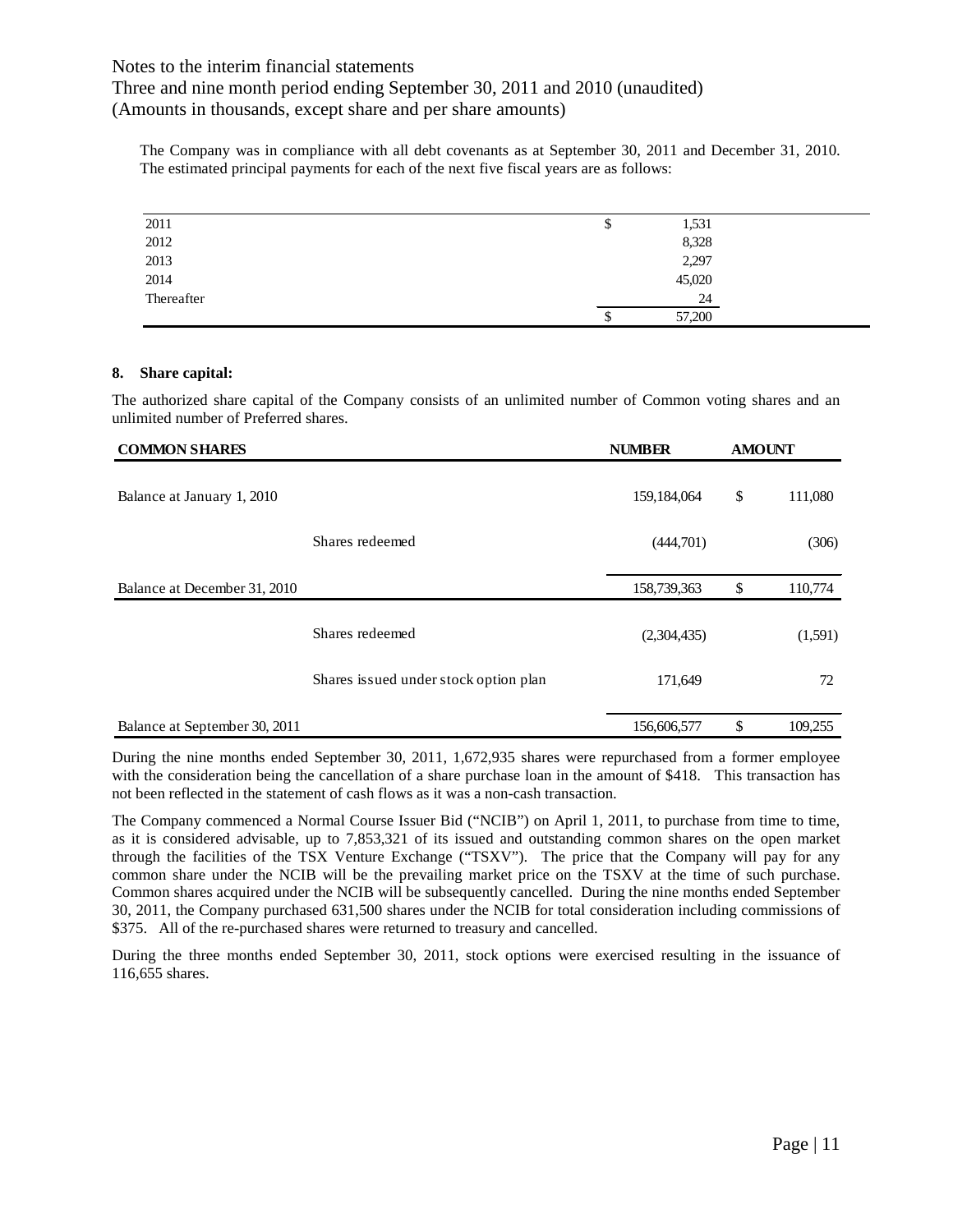The Company was in compliance with all debt covenants as at September 30, 2011 and December 31, 2010. The estimated principal payments for each of the next five fiscal years are as follows:

| | | |
|---|---|---|
| 2011 | $ | 1,531 |
| 2012 | | 8,328 |
| 2013 | | 2,297 |
| 2014 | | 45,020 |
| Thereafter | | 24 |
| | $ | 57,200 |

**8. Share capital:**

The authorized share capital of the Company consists of an unlimited number of Common voting shares and an unlimited number of Preferred shares.

| COMMON SHARES | | NUMBER | AMOUNT | |
|---|---|---|---|---|
| Balance at January 1, 2010 | | 159,184,064 | $ | 111,080 |
| | Shares redeemed | (444,701) | | (306) |
| Balance at December 31, 2010 | | 158,739,363 | $ | 110,774 |
| | Shares redeemed | (2,304,435) | | (1,591) |
| | Shares issued under stock option plan | 171,649 | | 72 |
| Balance at September 30, 2011 | | 156,606,577 | $ | 109,255 |

During the nine months ended September 30, 2011, 1,672,935 shares were repurchased from a former employee with the consideration being the cancellation of a share purchase loan in the amount of $418. This transaction has not been reflected in the statement of cash flows as it was a non-cash transaction.

The Company commenced a Normal Course Issuer Bid ("NCIB") on April 1, 2011, to purchase from time to time, as it is considered advisable, up to 7,853,321 of its issued and outstanding common shares on the open market through the facilities of the TSX Venture Exchange ("TSXV"). The price that the Company will pay for any common share under the NCIB will be the prevailing market price on the TSXV at the time of such purchase. Common shares acquired under the NCIB will be subsequently cancelled. During the nine months ended September 30, 2011, the Company purchased 631,500 shares under the NCIB for total consideration including commissions of $375. All of the re-purchased shares were returned to treasury and cancelled.

During the three months ended September 30, 2011, stock options were exercised resulting in the issuance of 116,655 shares.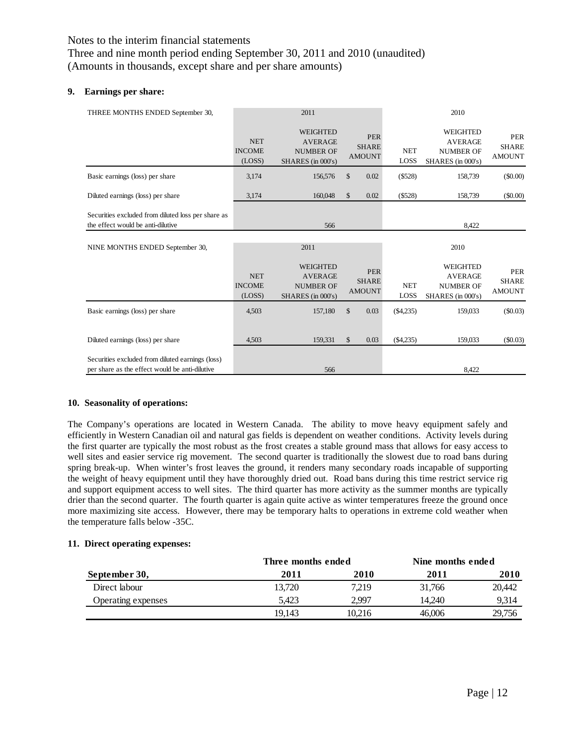Notes to the interim financial statements
Three and nine month period ending September 30, 2011 and 2010 (unaudited)
(Amounts in thousands, except share and per share amounts)

### 9. Earnings per share:

| THREE MONTHS ENDED September 30, | 2011 | | | 2010 | | |
|---|---|---|---|---|---|---|
| | NET INCOME (LOSS) | WEIGHTED AVERAGE NUMBER OF SHARES (in 000's) | PER SHARE AMOUNT | NET LOSS | WEIGHTED AVERAGE NUMBER OF SHARES (in 000's) | PER SHARE AMOUNT |
| Basic earnings (loss) per share | 3,174 | 156,576 | $ 0.02 | ($528) | 158,739 | ($0.00) |
| Diluted earnings (loss) per share | 3,174 | 160,048 | $ 0.02 | ($528) | 158,739 | ($0.00) |
| Securities excluded from diluted loss per share as the effect would be anti-dilutive | | 566 | | | 8,422 | |

| NINE MONTHS ENDED September 30, | 2011 | | | 2010 | | |
|---|---|---|---|---|---|---|
| | NET INCOME (LOSS) | WEIGHTED AVERAGE NUMBER OF SHARES (in 000's) | PER SHARE AMOUNT | NET LOSS | WEIGHTED AVERAGE NUMBER OF SHARES (in 000's) | PER SHARE AMOUNT |
| Basic earnings (loss) per share | 4,503 | 157,180 | $ 0.03 | ($4,235) | 159,033 | ($0.03) |
| Diluted earnings (loss) per share | 4,503 | 159,331 | $ 0.03 | ($4,235) | 159,033 | ($0.03) |
| Securities excluded from diluted earnings (loss) per share as the effect would be anti-dilutive | | 566 | | | 8,422 | |

### 10. Seasonality of operations:

The Company's operations are located in Western Canada. The ability to move heavy equipment safely and efficiently in Western Canadian oil and natural gas fields is dependent on weather conditions. Activity levels during the first quarter are typically the most robust as the frost creates a stable ground mass that allows for easy access to well sites and easier service rig movement. The second quarter is traditionally the slowest due to road bans during spring break-up. When winter's frost leaves the ground, it renders many secondary roads incapable of supporting the weight of heavy equipment until they have thoroughly dried out. Road bans during this time restrict service rig and support equipment access to well sites. The third quarter has more activity as the summer months are typically drier than the second quarter. The fourth quarter is again quite active as winter temperatures freeze the ground once more maximizing site access. However, there may be temporary halts to operations in extreme cold weather when the temperature falls below -35C.

### 11. Direct operating expenses:

| | Three months ended | | Nine months ended | |
|---|---|---|---|---|
| **September 30,** | **2011** | **2010** | **2011** | **2010** |
| Direct labour | 13,720 | 7,219 | 31,766 | 20,442 |
| Operating expenses | 5,423 | 2,997 | 14,240 | 9,314 |
| | 19,143 | 10,216 | 46,006 | 29,756 |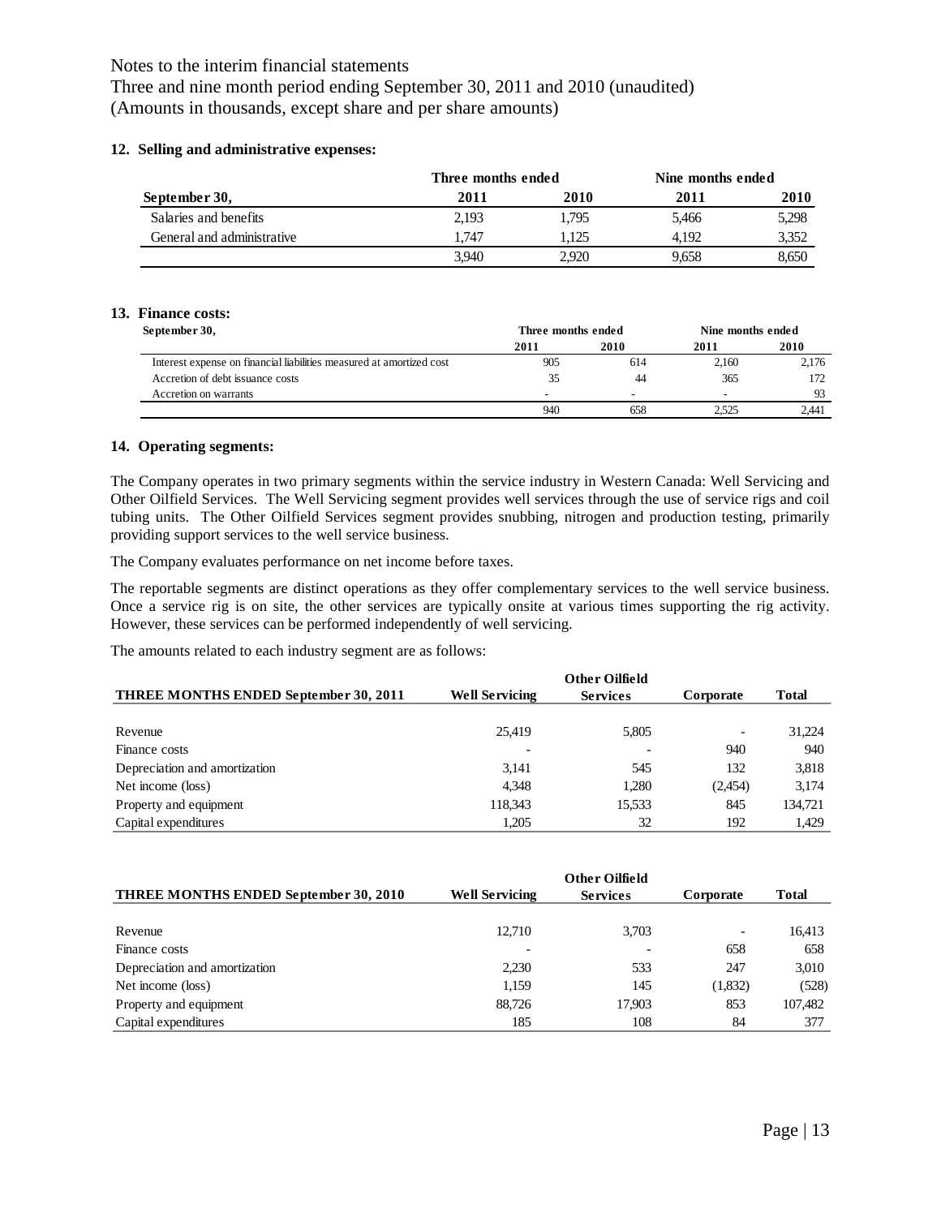Notes to the interim financial statements

Three and nine month period ending September 30, 2011 and 2010 (unaudited)

(Amounts in thousands, except share and per share amounts)

**12. Selling and administrative expenses:**

| | Three months ended | | Nine months ended | |
|---|---|---|---|---|
| **September 30,** | **2011** | **2010** | **2011** | **2010** |
| Salaries and benefits | 2,193 | 1,795 | 5,466 | 5,298 |
| General and administrative | 1,747 | 1,125 | 4,192 | 3,352 |
| | 3,940 | 2,920 | 9,658 | 8,650 |

**13. Finance costs:**

| September 30, | Three months ended | | Nine months ended | |
|---|---|---|---|---|
| | 2011 | 2010 | 2011 | 2010 |
| Interest expense on financial liabilities measured at amortized cost | 905 | 614 | 2,160 | 2,176 |
| Accretion of debt issuance costs | 35 | 44 | 365 | 172 |
| Accretion on warrants | - | - | - | 93 |
| | 940 | 658 | 2,525 | 2,441 |

**14. Operating segments:**

The Company operates in two primary segments within the service industry in Western Canada: Well Servicing and Other Oilfield Services. The Well Servicing segment provides well services through the use of service rigs and coil tubing units. The Other Oilfield Services segment provides snubbing, nitrogen and production testing, primarily providing support services to the well service business.

The Company evaluates performance on net income before taxes.

The reportable segments are distinct operations as they offer complementary services to the well service business. Once a service rig is on site, the other services are typically onsite at various times supporting the rig activity. However, these services can be performed independently of well servicing.

The amounts related to each industry segment are as follows:

| THREE MONTHS ENDED September 30, 2011 | Well Servicing | Other Oilfield Services | Corporate | Total |
|---|---|---|---|---|
| Revenue | 25,419 | 5,805 | - | 31,224 |
| Finance costs | - | - | 940 | 940 |
| Depreciation and amortization | 3,141 | 545 | 132 | 3,818 |
| Net income (loss) | 4,348 | 1,280 | (2,454) | 3,174 |
| Property and equipment | 118,343 | 15,533 | 845 | 134,721 |
| Capital expenditures | 1,205 | 32 | 192 | 1,429 |

| THREE MONTHS ENDED September 30, 2010 | Well Servicing | Other Oilfield Services | Corporate | Total |
|---|---|---|---|---|
| Revenue | 12,710 | 3,703 | - | 16,413 |
| Finance costs | - | - | 658 | 658 |
| Depreciation and amortization | 2,230 | 533 | 247 | 3,010 |
| Net income (loss) | 1,159 | 145 | (1,832) | (528) |
| Property and equipment | 88,726 | 17,903 | 853 | 107,482 |
| Capital expenditures | 185 | 108 | 84 | 377 |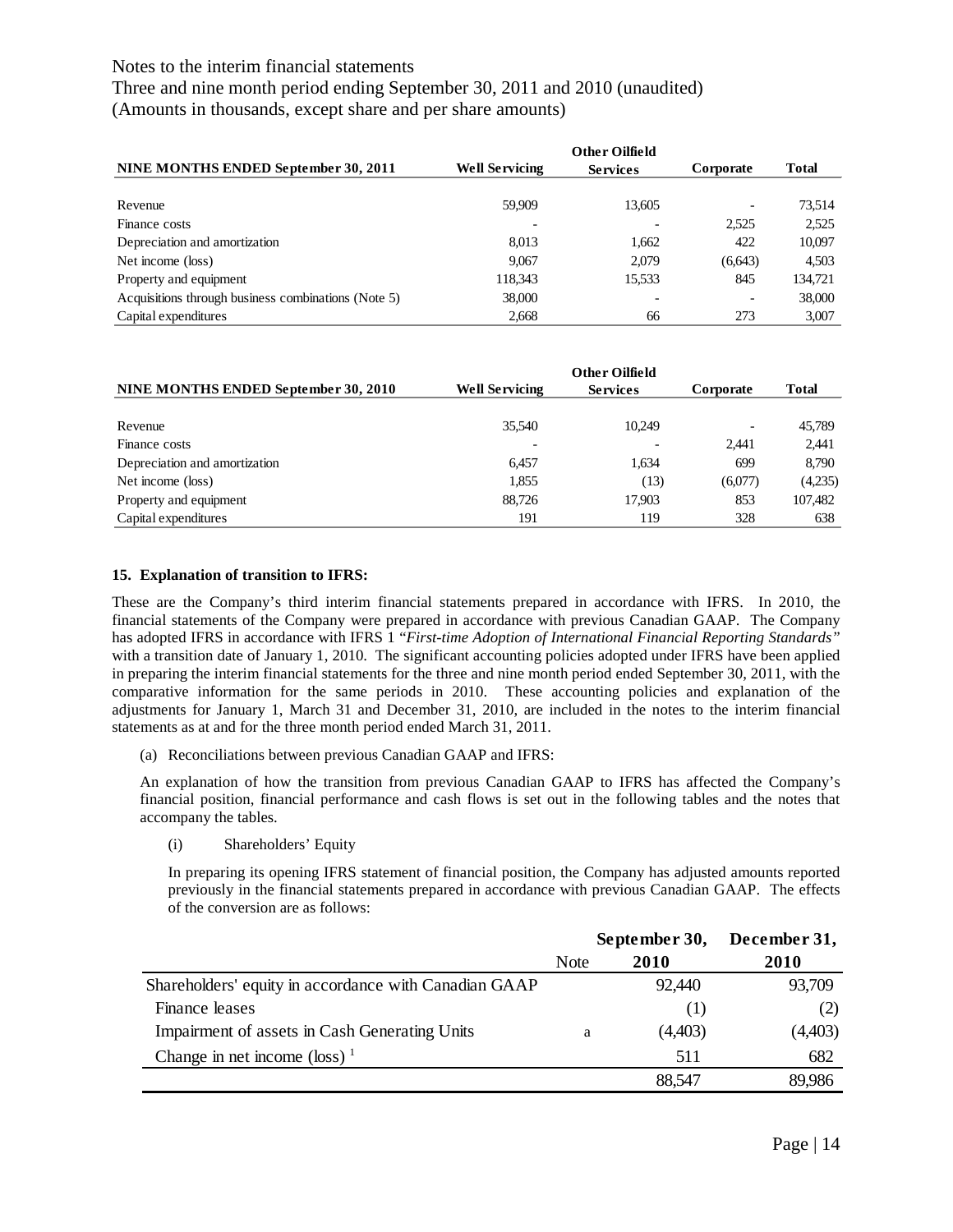Notes to the interim financial statements
Three and nine month period ending September 30, 2011 and 2010 (unaudited)
(Amounts in thousands, except share and per share amounts)

| NINE MONTHS ENDED September 30, 2011 | Well Servicing | Other Oilfield Services | Corporate | Total |
|---|---|---|---|---|
| Revenue | 59,909 | 13,605 | - | 73,514 |
| Finance costs | - | - | 2,525 | 2,525 |
| Depreciation and amortization | 8,013 | 1,662 | 422 | 10,097 |
| Net income (loss) | 9,067 | 2,079 | (6,643) | 4,503 |
| Property and equipment | 118,343 | 15,533 | 845 | 134,721 |
| Acquisitions through business combinations (Note 5) | 38,000 | - | - | 38,000 |
| Capital expenditures | 2,668 | 66 | 273 | 3,007 |

| NINE MONTHS ENDED September 30, 2010 | Well Servicing | Other Oilfield Services | Corporate | Total |
|---|---|---|---|---|
| Revenue | 35,540 | 10,249 | - | 45,789 |
| Finance costs | - | - | 2,441 | 2,441 |
| Depreciation and amortization | 6,457 | 1,634 | 699 | 8,790 |
| Net income (loss) | 1,855 | (13) | (6,077) | (4,235) |
| Property and equipment | 88,726 | 17,903 | 853 | 107,482 |
| Capital expenditures | 191 | 119 | 328 | 638 |

**15. Explanation of transition to IFRS:**

These are the Company's third interim financial statements prepared in accordance with IFRS. In 2010, the financial statements of the Company were prepared in accordance with previous Canadian GAAP. The Company has adopted IFRS in accordance with IFRS 1 "*First-time Adoption of International Financial Reporting Standards*" with a transition date of January 1, 2010. The significant accounting policies adopted under IFRS have been applied in preparing the interim financial statements for the three and nine month period ended September 30, 2011, with the comparative information for the same periods in 2010. These accounting policies and explanation of the adjustments for January 1, March 31 and December 31, 2010, are included in the notes to the interim financial statements as at and for the three month period ended March 31, 2011.

(a) Reconciliations between previous Canadian GAAP and IFRS:

An explanation of how the transition from previous Canadian GAAP to IFRS has affected the Company's financial position, financial performance and cash flows is set out in the following tables and the notes that accompany the tables.

(i) Shareholders' Equity

In preparing its opening IFRS statement of financial position, the Company has adjusted amounts reported previously in the financial statements prepared in accordance with previous Canadian GAAP. The effects of the conversion are as follows:

| | Note | September 30, 2010 | December 31, 2010 |
|---|---|---|---|
| Shareholders' equity in accordance with Canadian GAAP | | 92,440 | 93,709 |
| Finance leases | | (1) | (2) |
| Impairment of assets in Cash Generating Units | a | (4,403) | (4,403) |
| Change in net income (loss) [1] | | 511 | 682 |
| | | 88,547 | 89,986 |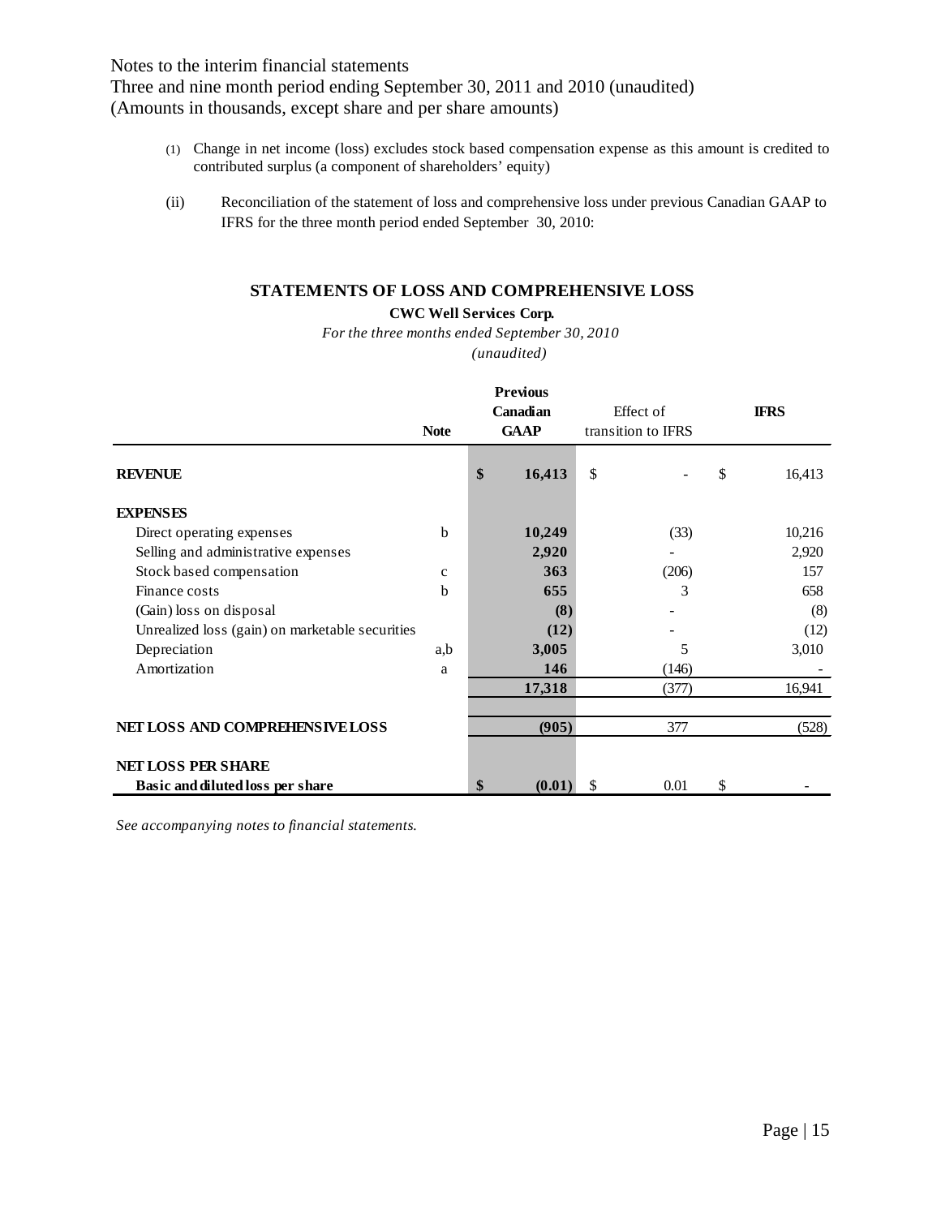Notes to the interim financial statements
Three and nine month period ending September 30, 2011 and 2010 (unaudited)
(Amounts in thousands, except share and per share amounts)

(1) Change in net income (loss) excludes stock based compensation expense as this amount is credited to contributed surplus (a component of shareholders' equity)

(ii) Reconciliation of the statement of loss and comprehensive loss under previous Canadian GAAP to IFRS for the three month period ended September 30, 2010:

**STATEMENTS OF LOSS AND COMPREHENSIVE LOSS**

**CWC Well Services Corp.**

*For the three months ended September 30, 2010*

*(unaudited)*

| | Note | Previous Canadian GAAP | Effect of transition to IFRS | IFRS |
|---|---|---|---|---|
| **REVENUE** | | $ 16,413 | $ - | $ 16,413 |
| **EXPENSES** | | | | |
| Direct operating expenses | b | 10,249 | (33) | 10,216 |
| Selling and administrative expenses | | 2,920 | - | 2,920 |
| Stock based compensation | c | 363 | (206) | 157 |
| Finance costs | b | 655 | 3 | 658 |
| (Gain) loss on disposal | | (8) | - | (8) |
| Unrealized loss (gain) on marketable securities | | (12) | - | (12) |
| Depreciation | a,b | 3,005 | 5 | 3,010 |
| Amortization | a | 146 | (146) | - |
| | | 17,318 | (377) | 16,941 |
| **NET LOSS AND COMPREHENSIVE LOSS** | | (905) | 377 | (528) |
| **NET LOSS PER SHARE** | | | | |
| **Basic and diluted loss per share** | | $ (0.01) | $ 0.01 | $ - |

*See accompanying notes to financial statements.*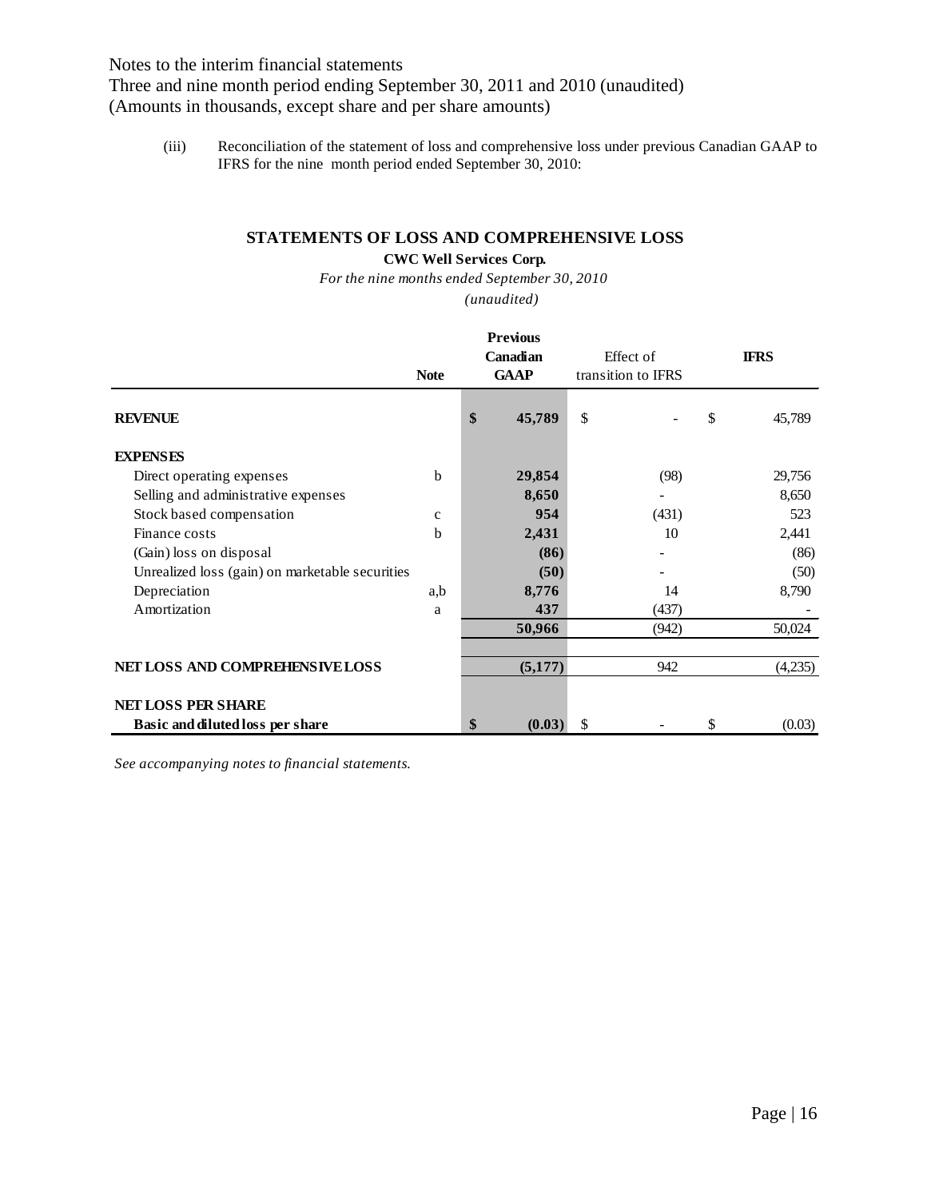Notes to the interim financial statements
Three and nine month period ending September 30, 2011 and 2010 (unaudited)
(Amounts in thousands, except share and per share amounts)

(iii) Reconciliation of the statement of loss and comprehensive loss under previous Canadian GAAP to IFRS for the nine month period ended September 30, 2010:

**STATEMENTS OF LOSS AND COMPREHENSIVE LOSS**

**CWC Well Services Corp.**

*For the nine months ended September 30, 2010*

*(unaudited)*

| | Note | Previous Canadian GAAP | Effect of transition to IFRS | IFRS |
|---|---|---|---|---|
| **REVENUE** | | $ 45,789 | $ - | $ 45,789 |
| **EXPENSES** | | | | |
| Direct operating expenses | b | 29,854 | (98) | 29,756 |
| Selling and administrative expenses | | 8,650 | - | 8,650 |
| Stock based compensation | c | 954 | (431) | 523 |
| Finance costs | b | 2,431 | 10 | 2,441 |
| (Gain) loss on disposal | | (86) | - | (86) |
| Unrealized loss (gain) on marketable securities | | (50) | - | (50) |
| Depreciation | a,b | 8,776 | 14 | 8,790 |
| Amortization | a | 437 | (437) | - |
| | | 50,966 | (942) | 50,024 |
| **NET LOSS AND COMPREHENSIVE LOSS** | | (5,177) | 942 | (4,235) |
| **NET LOSS PER SHARE** | | | | |
| **Basic and diluted loss per share** | | $ (0.03) | $ - | $ (0.03) |

*See accompanying notes to financial statements.*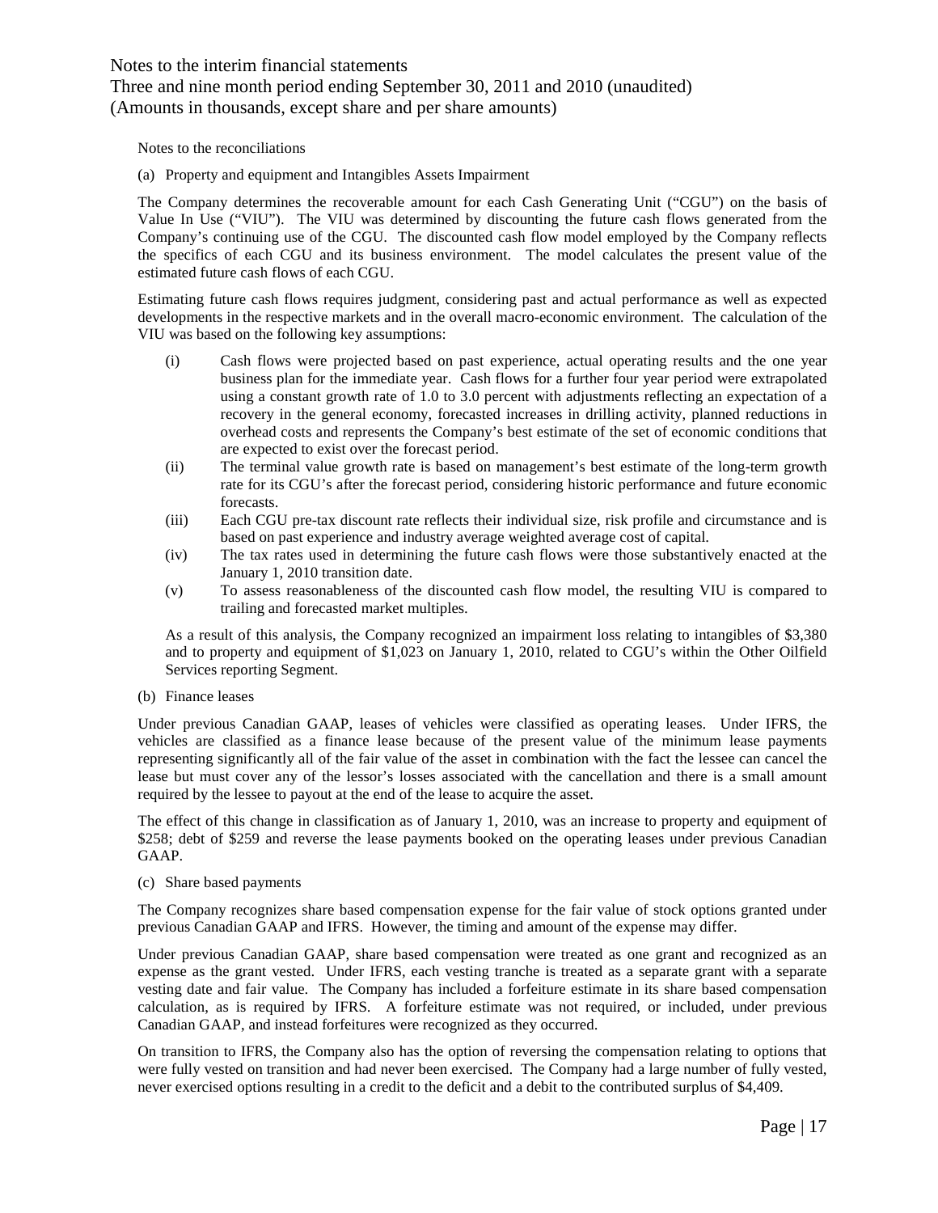Notes to the reconciliations

(a) Property and equipment and Intangibles Assets Impairment

The Company determines the recoverable amount for each Cash Generating Unit ("CGU") on the basis of Value In Use ("VIU"). The VIU was determined by discounting the future cash flows generated from the Company's continuing use of the CGU. The discounted cash flow model employed by the Company reflects the specifics of each CGU and its business environment. The model calculates the present value of the estimated future cash flows of each CGU.

Estimating future cash flows requires judgment, considering past and actual performance as well as expected developments in the respective markets and in the overall macro-economic environment. The calculation of the VIU was based on the following key assumptions:

(i) Cash flows were projected based on past experience, actual operating results and the one year business plan for the immediate year. Cash flows for a further four year period were extrapolated using a constant growth rate of 1.0 to 3.0 percent with adjustments reflecting an expectation of a recovery in the general economy, forecasted increases in drilling activity, planned reductions in overhead costs and represents the Company's best estimate of the set of economic conditions that are expected to exist over the forecast period.

(ii) The terminal value growth rate is based on management's best estimate of the long-term growth rate for its CGU's after the forecast period, considering historic performance and future economic forecasts.

(iii) Each CGU pre-tax discount rate reflects their individual size, risk profile and circumstance and is based on past experience and industry average weighted average cost of capital.

(iv) The tax rates used in determining the future cash flows were those substantively enacted at the January 1, 2010 transition date.

(v) To assess reasonableness of the discounted cash flow model, the resulting VIU is compared to trailing and forecasted market multiples.

As a result of this analysis, the Company recognized an impairment loss relating to intangibles of $3,380 and to property and equipment of $1,023 on January 1, 2010, related to CGU's within the Other Oilfield Services reporting Segment.

(b) Finance leases

Under previous Canadian GAAP, leases of vehicles were classified as operating leases. Under IFRS, the vehicles are classified as a finance lease because of the present value of the minimum lease payments representing significantly all of the fair value of the asset in combination with the fact the lessee can cancel the lease but must cover any of the lessor's losses associated with the cancellation and there is a small amount required by the lessee to payout at the end of the lease to acquire the asset.

The effect of this change in classification as of January 1, 2010, was an increase to property and equipment of $258; debt of $259 and reverse the lease payments booked on the operating leases under previous Canadian GAAP.

(c) Share based payments

The Company recognizes share based compensation expense for the fair value of stock options granted under previous Canadian GAAP and IFRS. However, the timing and amount of the expense may differ.

Under previous Canadian GAAP, share based compensation were treated as one grant and recognized as an expense as the grant vested. Under IFRS, each vesting tranche is treated as a separate grant with a separate vesting date and fair value. The Company has included a forfeiture estimate in its share based compensation calculation, as is required by IFRS. A forfeiture estimate was not required, or included, under previous Canadian GAAP, and instead forfeitures were recognized as they occurred.

On transition to IFRS, the Company also has the option of reversing the compensation relating to options that were fully vested on transition and had never been exercised. The Company had a large number of fully vested, never exercised options resulting in a credit to the deficit and a debit to the contributed surplus of $4,409.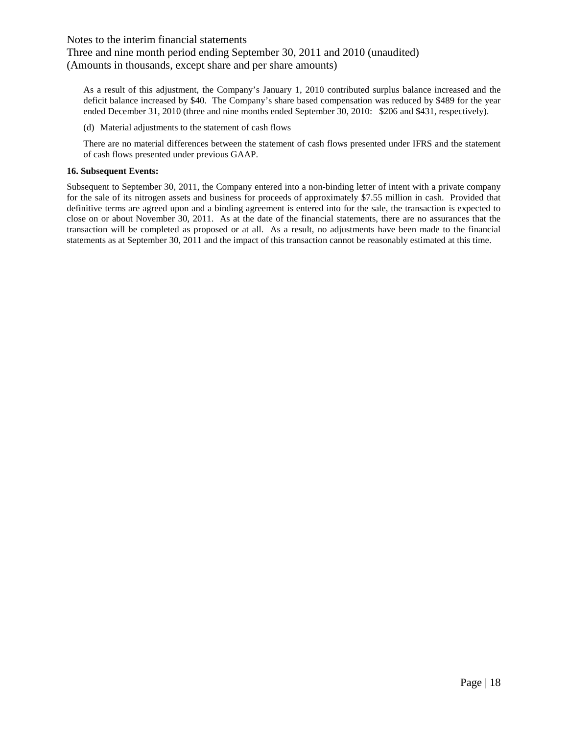As a result of this adjustment, the Company's January 1, 2010 contributed surplus balance increased and the deficit balance increased by $40. The Company's share based compensation was reduced by $489 for the year ended December 31, 2010 (three and nine months ended September 30, 2010: $206 and $431, respectively).

(d) Material adjustments to the statement of cash flows

There are no material differences between the statement of cash flows presented under IFRS and the statement of cash flows presented under previous GAAP.

**16. Subsequent Events:**

Subsequent to September 30, 2011, the Company entered into a non-binding letter of intent with a private company for the sale of its nitrogen assets and business for proceeds of approximately $7.55 million in cash. Provided that definitive terms are agreed upon and a binding agreement is entered into for the sale, the transaction is expected to close on or about November 30, 2011. As at the date of the financial statements, there are no assurances that the transaction will be completed as proposed or at all. As a result, no adjustments have been made to the financial statements as at September 30, 2011 and the impact of this transaction cannot be reasonably estimated at this time.